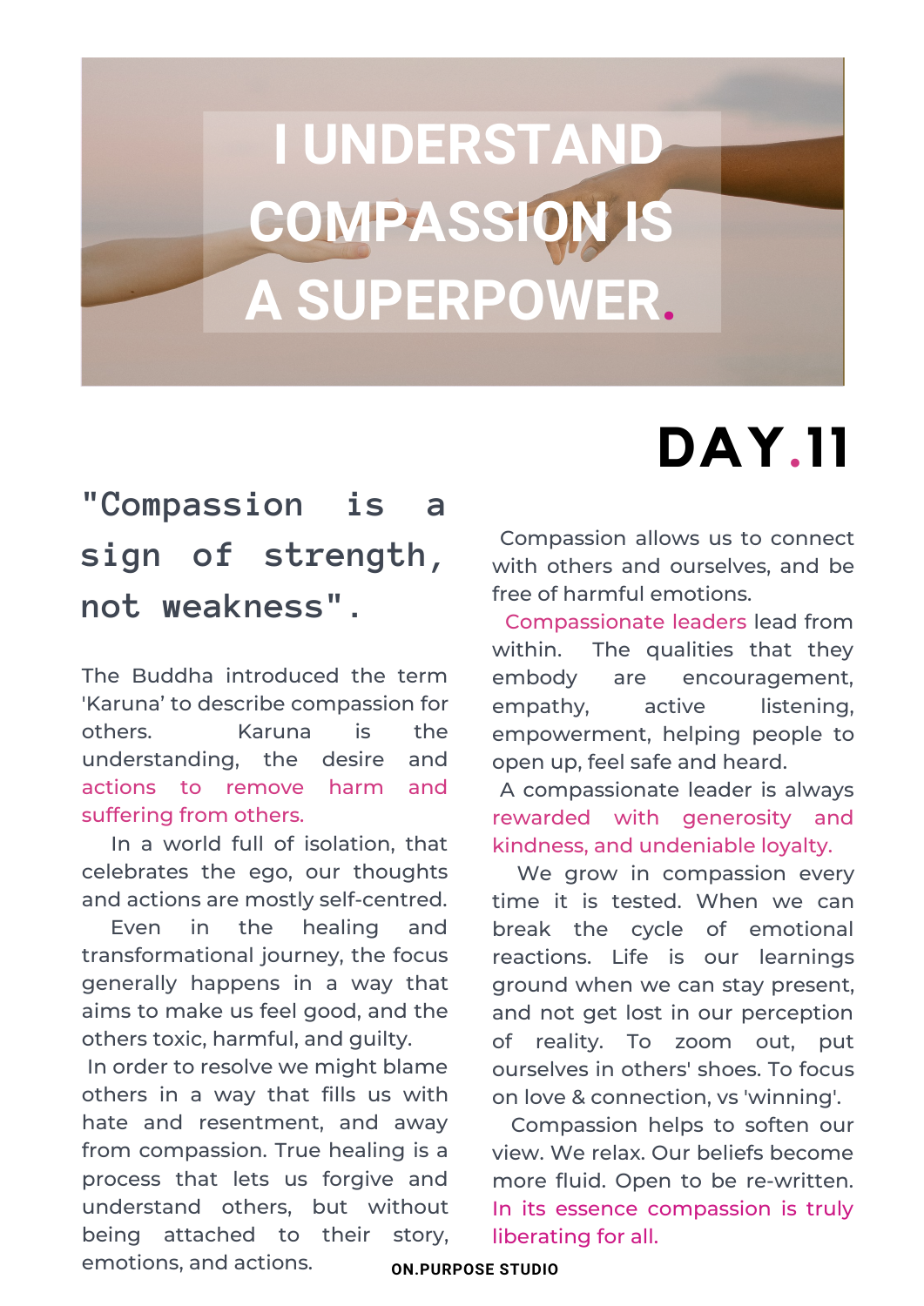# I UNDERSTAND COMPASSION IS A SUPERPOWER.

## DAY.11

### "Compassion is a sign of strength, not weakness".

The Buddha introduced the term 'Karuna' to describe compassion for others. Karuna is the understanding, the desire and actions to remove harm and suffering from others.

In a world full of isolation, that celebrates the ego, our thoughts and actions are mostly self-centred.

Even in the healing and transformational journey, the focus generally happens in a way that aims to make us feel good, and the others toxic, harmful, and guilty.

In order to resolve we might blame others in a way that fills us with hate and resentment, and away from compassion. True healing is a process that lets us forgive and understand others, but without being attached to their story, emotions, and actions.

Compassion allows us to connect with others and ourselves, and be free of harmful emotions.

Compassionate leaders lead from within. The qualities that they embody are encouragement, empathy, active listening, empowerment, helping people to open up, feel safe and heard.

A compassionate leader is always rewarded with generosity and kindness, and undeniable loyalty.

We grow in compassion every time it is tested. When we can break the cycle of emotional reactions. Life is our learnings ground when we can stay present, and not get lost in our perception of reality. To zoom out, put ourselves in others' shoes. To focus on love & connection, vs 'winning'.

Compassion helps to soften our view. We relax. Our beliefs become more fluid. Open to be re-written. In its essence compassion is truly liberating for all.

ON.PURPOSE STUDIO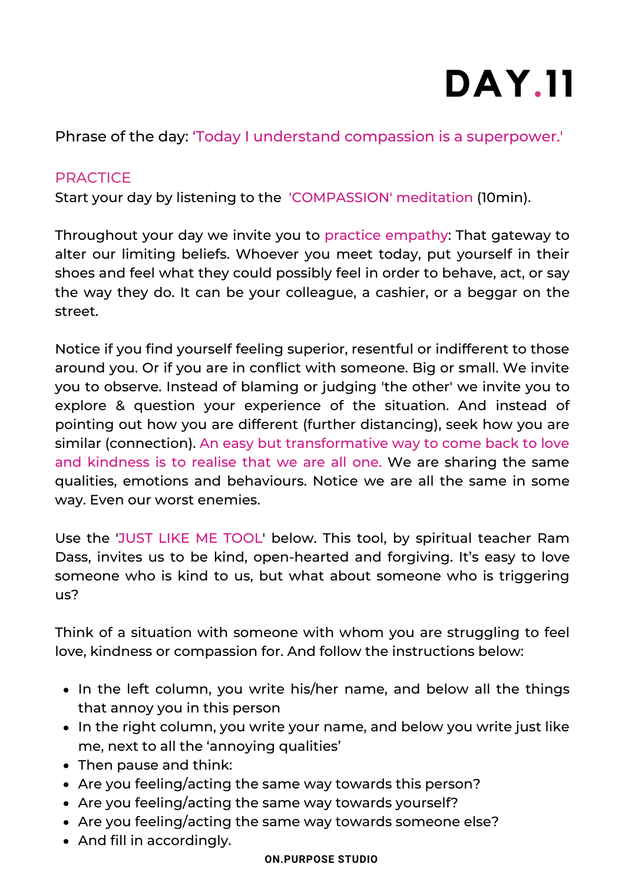# DAY.11

Phrase of the day: 'Today I understand compassion is a superpower.'

## PRACTICE

Start your day by listening to the 'COMPASSION' meditation (10min).

Throughout your day we invite you to practice empathy: That gateway to alter our limiting beliefs. Whoever you meet today, put yourself in their shoes and feel what they could possibly feel in order to behave, act, or say the way they do. It can be your colleague, a cashier, or a beggar on the street.

Notice if you find yourself feeling superior, resentful or indifferent to those around you. Or if you are in conflict with someone. Big or small. We invite you to observe. Instead of blaming or judging 'the other' we invite you to explore & question your experience of the situation. And instead of pointing out how you are different (further distancing), seek how you are similar (connection). An easy but transformative way to come back to love and kindness is to realise that we are all one. We are sharing the same qualities, emotions and behaviours. Notice we are all the same in some way. Even our worst enemies.

Use the 'JUST LIKE ME TOOL' below. This tool, by spiritual teacher Ram Dass, invites us to be kind, open-hearted and forgiving. It's easy to love someone who is kind to us, but what about someone who is triggering us?

Think of a situation with someone with whom you are struggling to feel love, kindness or compassion for. And follow the instructions below:

- In the left column, you write his/her name, and below all the things that annoy you in this person
- In the right column, you write your name, and below you write just like me, next to all the 'annoying qualities'
- Then pause and think:
- Are you feeling/acting the same way towards this person?
- Are you feeling/acting the same way towards yourself?
- Are you feeling/acting the same way towards someone else?
- And fill in accordingly.

ON.PURPOSE STUDIO